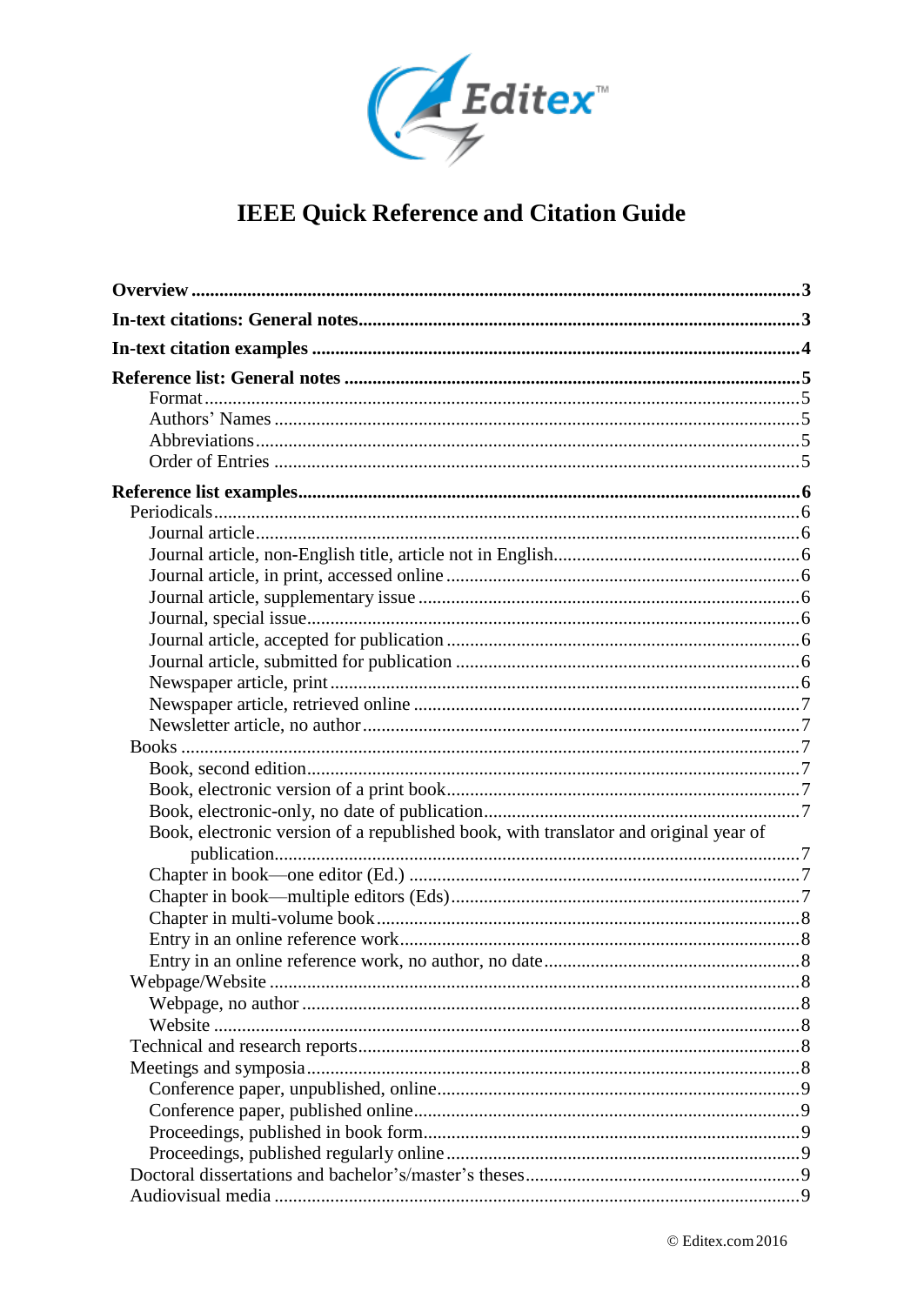Editex™

# IEEE Quick Reference and Citation Guide

**Overview** ................................................ **3**

**In-text citations: General notes** ................................................ **3**

**In-text citation examples** ................................................ **4**

**Reference list: General notes** ................................................ **5**

- Format ................................................ 5
- Authors' Names ................................................ 5
- Abbreviations ................................................ 5
- Order of Entries ................................................ 5

**Reference list examples** ................................................ **6**

- Periodicals ................................................ 6
  - Journal article ................................................ 6
  - Journal article, non-English title, article not in English ................................................ 6
  - Journal article, in print, accessed online ................................................ 6
  - Journal article, supplementary issue ................................................ 6
  - Journal, special issue ................................................ 6
  - Journal article, accepted for publication ................................................ 6
  - Journal article, submitted for publication ................................................ 6
  - Newspaper article, print ................................................ 6
  - Newspaper article, retrieved online ................................................ 7
  - Newsletter article, no author ................................................ 7
- Books ................................................ 7
  - Book, second edition ................................................ 7
  - Book, electronic version of a print book ................................................ 7
  - Book, electronic-only, no date of publication ................................................ 7
  - Book, electronic version of a republished book, with translator and original year of publication ................................................ 7
  - Chapter in book—one editor (Ed.) ................................................ 7
  - Chapter in book—multiple editors (Eds) ................................................ 7
  - Chapter in multi-volume book ................................................ 8
  - Entry in an online reference work ................................................ 8
  - Entry in an online reference work, no author, no date ................................................ 8
- Webpage/Website ................................................ 8
  - Webpage, no author ................................................ 8
  - Website ................................................ 8
- Technical and research reports ................................................ 8
- Meetings and symposia ................................................ 8
  - Conference paper, unpublished, online ................................................ 9
  - Conference paper, published online ................................................ 9
  - Proceedings, published in book form ................................................ 9
  - Proceedings, published regularly online ................................................ 9
- Doctoral dissertations and bachelor's/master's theses ................................................ 9
- Audiovisual media ................................................ 9

© Editex.com 2016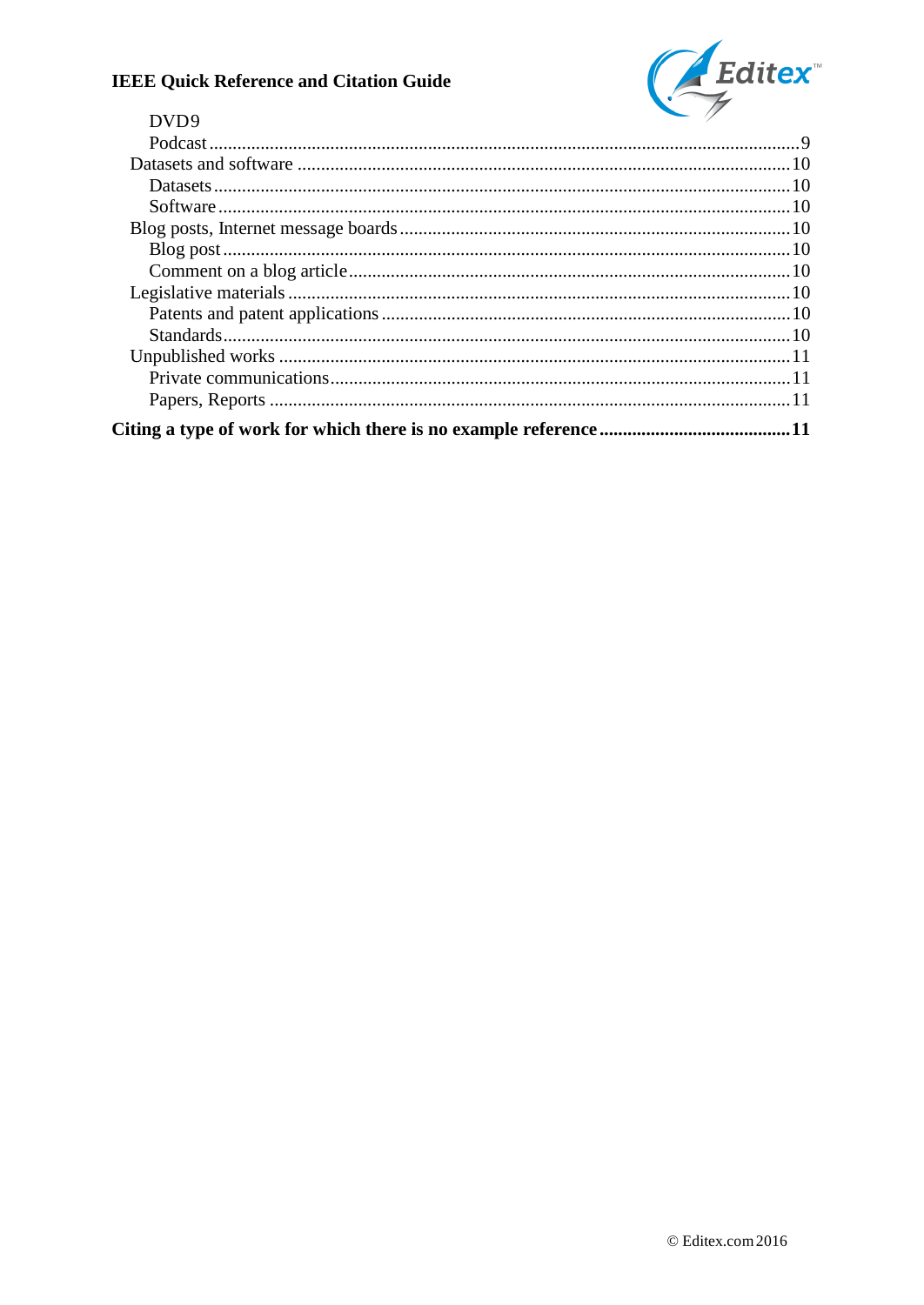DVD9

Podcast ........................................................................................................................ 9

Datasets and software ........................................................................................... 10

Datasets ........................................................................................................... 10

Software ........................................................................................................... 10

Blog posts, Internet message boards .................................................................... 10

Blog post ........................................................................................................... 10

Comment on a blog article ................................................................................ 10

Legislative materials ............................................................................................. 10

Patents and patent applications ........................................................................ 10

Standards .......................................................................................................... 10

Unpublished works ............................................................................................... 11

Private communications .................................................................................... 11

Papers, Reports ................................................................................................. 11

**Citing a type of work for which there is no example reference ........................................ 11**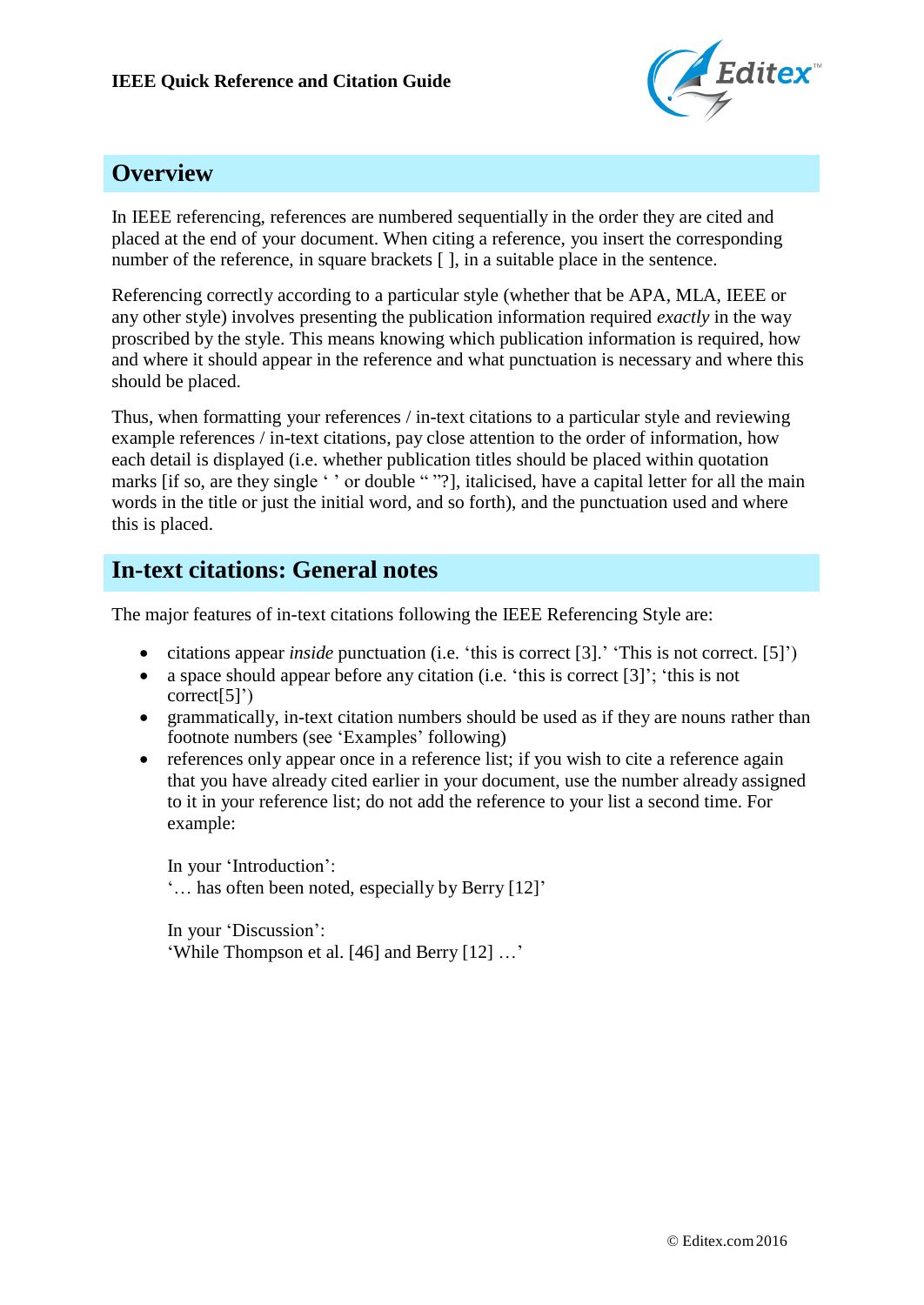## Overview

In IEEE referencing, references are numbered sequentially in the order they are cited and placed at the end of your document. When citing a reference, you insert the corresponding number of the reference, in square brackets [ ], in a suitable place in the sentence.

Referencing correctly according to a particular style (whether that be APA, MLA, IEEE or any other style) involves presenting the publication information required *exactly* in the way proscribed by the style. This means knowing which publication information is required, how and where it should appear in the reference and what punctuation is necessary and where this should be placed.

Thus, when formatting your references / in-text citations to a particular style and reviewing example references / in-text citations, pay close attention to the order of information, how each detail is displayed (i.e. whether publication titles should be placed within quotation marks [if so, are they single ‘ ’ or double “ ”?], italicised, have a capital letter for all the main words in the title or just the initial word, and so forth), and the punctuation used and where this is placed.

## In-text citations: General notes

The major features of in-text citations following the IEEE Referencing Style are:

- citations appear *inside* punctuation (i.e. ‘this is correct [3].’ ‘This is not correct. [5]’)
- a space should appear before any citation (i.e. ‘this is correct [3]’; ‘this is not correct[5]’)
- grammatically, in-text citation numbers should be used as if they are nouns rather than footnote numbers (see ‘Examples’ following)
- references only appear once in a reference list; if you wish to cite a reference again that you have already cited earlier in your document, use the number already assigned to it in your reference list; do not add the reference to your list a second time. For example:

  In your ‘Introduction’:
  ‘… has often been noted, especially by Berry [12]’

  In your ‘Discussion’:
  ‘While Thompson et al. [46] and Berry [12] …’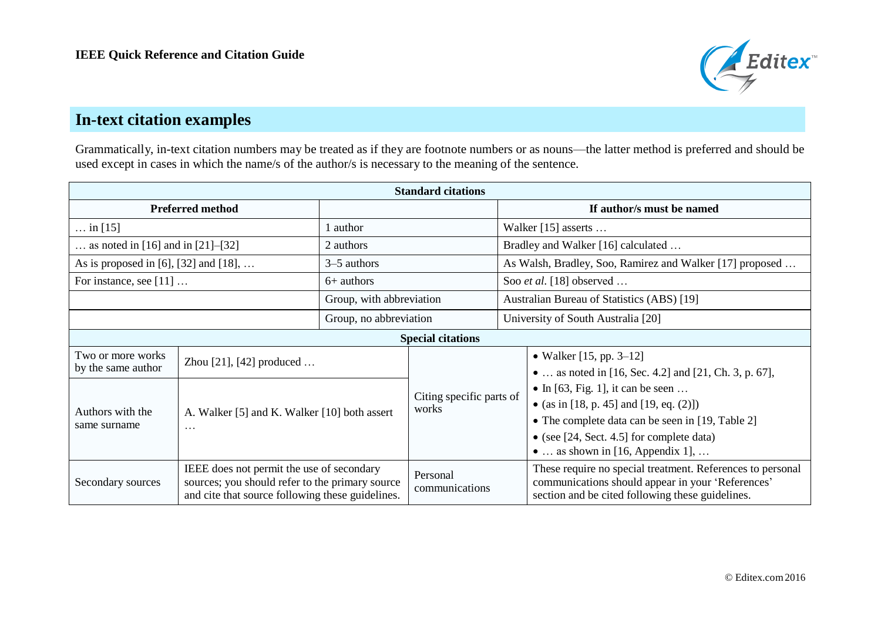## In-text citation examples

Grammatically, in-text citation numbers may be treated as if they are footnote numbers or as nouns—the latter method is preferred and should be used except in cases in which the name/s of the author/s is necessary to the meaning of the sentence.

| Standard citations | | |
|---|---|---|
| **Preferred method** | | **If author/s must be named** |
| … in [15] | 1 author | Walker [15] asserts … |
| … as noted in [16] and in [21]–[32] | 2 authors | Bradley and Walker [16] calculated … |
| As is proposed in [6], [32] and [18], … | 3–5 authors | As Walsh, Bradley, Soo, Ramirez and Walker [17] proposed … |
| For instance, see [11] … | 6+ authors | Soo *et al*. [18] observed … |
| | Group, with abbreviation | Australian Bureau of Statistics (ABS) [19] |
| | Group, no abbreviation | University of South Australia [20] |

| Special citations | | | |
|---|---|---|---|
| Two or more works by the same author | Zhou [21], [42] produced … | Citing specific parts of works | • Walker [15, pp. 3–12]<br>• … as noted in [16, Sec. 4.2] and [21, Ch. 3, p. 67],<br>• In [63, Fig. 1], it can be seen …<br>• (as in [18, p. 45] and [19, eq. (2)])<br>• The complete data can be seen in [19, Table 2]<br>• (see [24, Sect. 4.5] for complete data)<br>• … as shown in [16, Appendix 1], … |
| Authors with the same surname | A. Walker [5] and K. Walker [10] both assert … | | |
| Secondary sources | IEEE does not permit the use of secondary sources; you should refer to the primary source and cite that source following these guidelines. | Personal communications | These require no special treatment. References to personal communications should appear in your 'References' section and be cited following these guidelines. |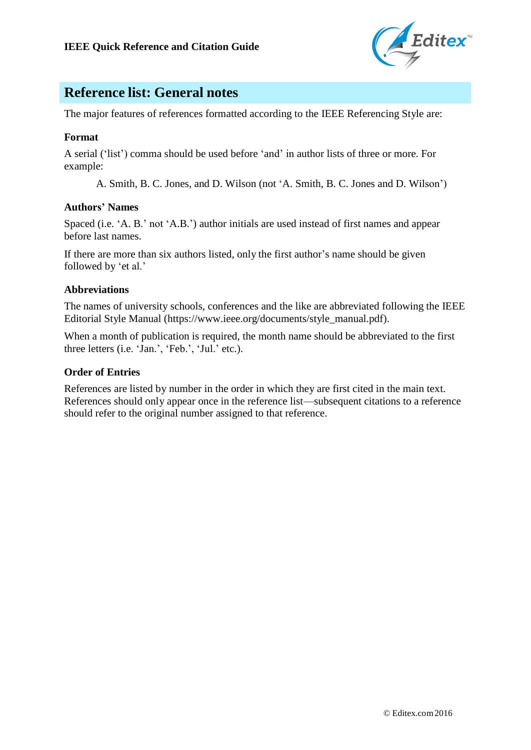## Reference list: General notes

The major features of references formatted according to the IEEE Referencing Style are:

### Format

A serial ('list') comma should be used before 'and' in author lists of three or more. For example:

> A. Smith, B. C. Jones, and D. Wilson (not 'A. Smith, B. C. Jones and D. Wilson')

### Authors' Names

Spaced (i.e. 'A. B.' not 'A.B.') author initials are used instead of first names and appear before last names.

If there are more than six authors listed, only the first author's name should be given followed by 'et al.'

### Abbreviations

The names of university schools, conferences and the like are abbreviated following the IEEE Editorial Style Manual (https://www.ieee.org/documents/style_manual.pdf).

When a month of publication is required, the month name should be abbreviated to the first three letters (i.e. 'Jan.', 'Feb.', 'Jul.' etc.).

### Order of Entries

References are listed by number in the order in which they are first cited in the main text. References should only appear once in the reference list—subsequent citations to a reference should refer to the original number assigned to that reference.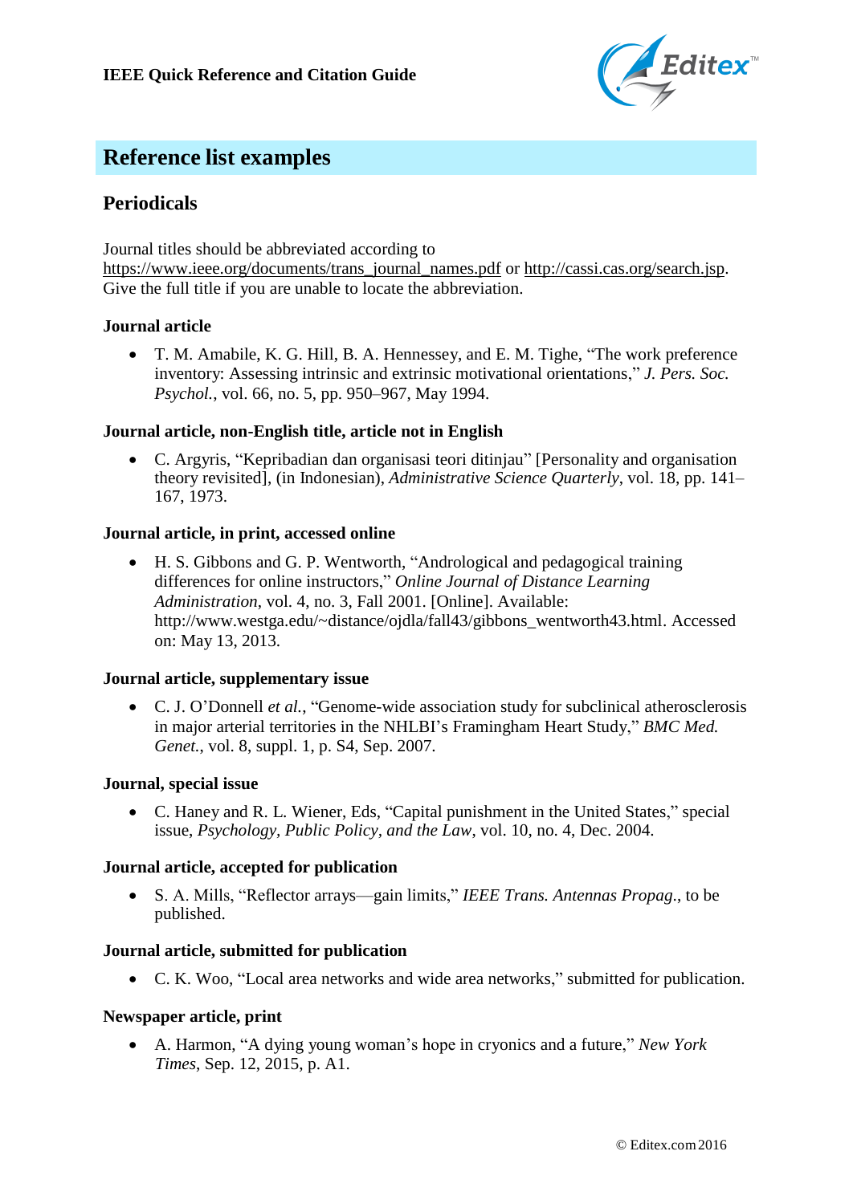## Reference list examples

### Periodicals

Journal titles should be abbreviated according to https://www.ieee.org/documents/trans_journal_names.pdf or http://cassi.cas.org/search.jsp. Give the full title if you are unable to locate the abbreviation.

#### Journal article

- T. M. Amabile, K. G. Hill, B. A. Hennessey, and E. M. Tighe, “The work preference inventory: Assessing intrinsic and extrinsic motivational orientations,” *J. Pers. Soc. Psychol.*, vol. 66, no. 5, pp. 950–967, May 1994.

#### Journal article, non-English title, article not in English

- C. Argyris, “Kepribadian dan organisasi teori ditinjau” [Personality and organisation theory revisited], (in Indonesian), *Administrative Science Quarterly*, vol. 18, pp. 141–167, 1973.

#### Journal article, in print, accessed online

- H. S. Gibbons and G. P. Wentworth, “Andrological and pedagogical training differences for online instructors,” *Online Journal of Distance Learning Administration*, vol. 4, no. 3, Fall 2001. [Online]. Available: http://www.westga.edu/~distance/ojdla/fall43/gibbons_wentworth43.html. Accessed on: May 13, 2013.

#### Journal article, supplementary issue

- C. J. O’Donnell *et al.*, “Genome-wide association study for subclinical atherosclerosis in major arterial territories in the NHLBI’s Framingham Heart Study,” *BMC Med. Genet.*, vol. 8, suppl. 1, p. S4, Sep. 2007.

#### Journal, special issue

- C. Haney and R. L. Wiener, Eds, “Capital punishment in the United States,” special issue, *Psychology, Public Policy, and the Law*, vol. 10, no. 4, Dec. 2004.

#### Journal article, accepted for publication

- S. A. Mills, “Reflector arrays—gain limits,” *IEEE Trans. Antennas Propag.*, to be published.

#### Journal article, submitted for publication

- C. K. Woo, “Local area networks and wide area networks,” submitted for publication.

#### Newspaper article, print

- A. Harmon, “A dying young woman’s hope in cryonics and a future,” *New York Times*, Sep. 12, 2015, p. A1.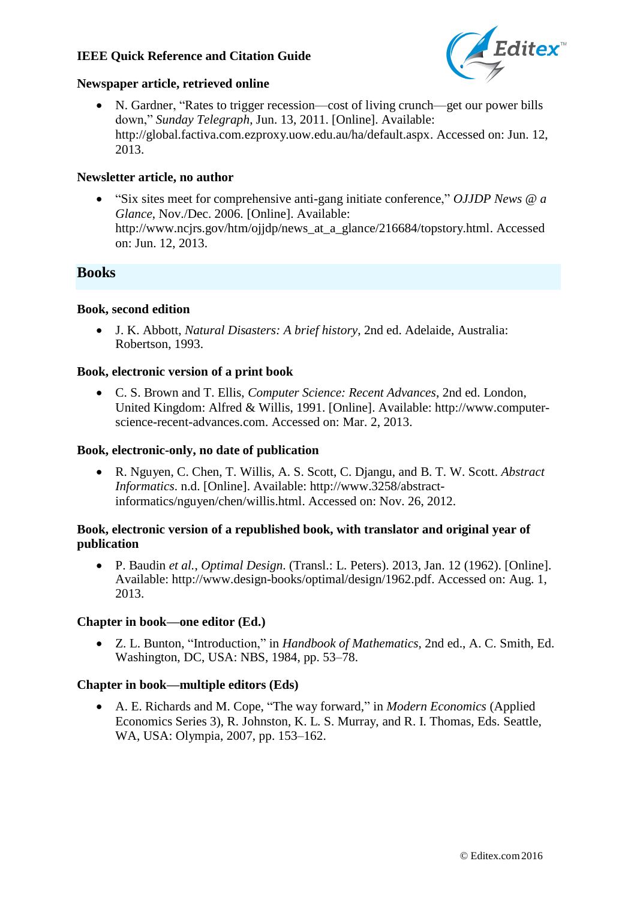#### Newspaper article, retrieved online

- N. Gardner, "Rates to trigger recession—cost of living crunch—get our power bills down," *Sunday Telegraph*, Jun. 13, 2011. [Online]. Available: http://global.factiva.com.ezproxy.uow.edu.au/ha/default.aspx. Accessed on: Jun. 12, 2013.

#### Newsletter article, no author

- "Six sites meet for comprehensive anti-gang initiate conference," *OJJDP News @ a Glance*, Nov./Dec. 2006. [Online]. Available: http://www.ncjrs.gov/htm/ojjdp/news_at_a_glance/216684/topstory.html. Accessed on: Jun. 12, 2013.

## Books

#### Book, second edition

- J. K. Abbott, *Natural Disasters: A brief history*, 2nd ed. Adelaide, Australia: Robertson, 1993.

#### Book, electronic version of a print book

- C. S. Brown and T. Ellis, *Computer Science: Recent Advances*, 2nd ed. London, United Kingdom: Alfred & Willis, 1991. [Online]. Available: http://www.computer-science-recent-advances.com. Accessed on: Mar. 2, 2013.

#### Book, electronic-only, no date of publication

- R. Nguyen, C. Chen, T. Willis, A. S. Scott, C. Djangu, and B. T. W. Scott. *Abstract Informatics*. n.d. [Online]. Available: http://www.3258/abstract-informatics/nguyen/chen/willis.html. Accessed on: Nov. 26, 2012.

#### Book, electronic version of a republished book, with translator and original year of publication

- P. Baudin *et al.*, *Optimal Design*. (Transl.: L. Peters). 2013, Jan. 12 (1962). [Online]. Available: http://www.design-books/optimal/design/1962.pdf. Accessed on: Aug. 1, 2013.

#### Chapter in book—one editor (Ed.)

- Z. L. Bunton, "Introduction," in *Handbook of Mathematics*, 2nd ed., A. C. Smith, Ed. Washington, DC, USA: NBS, 1984, pp. 53–78.

#### Chapter in book—multiple editors (Eds)

- A. E. Richards and M. Cope, "The way forward," in *Modern Economics* (Applied Economics Series 3), R. Johnston, K. L. S. Murray, and R. I. Thomas, Eds. Seattle, WA, USA: Olympia, 2007, pp. 153–162.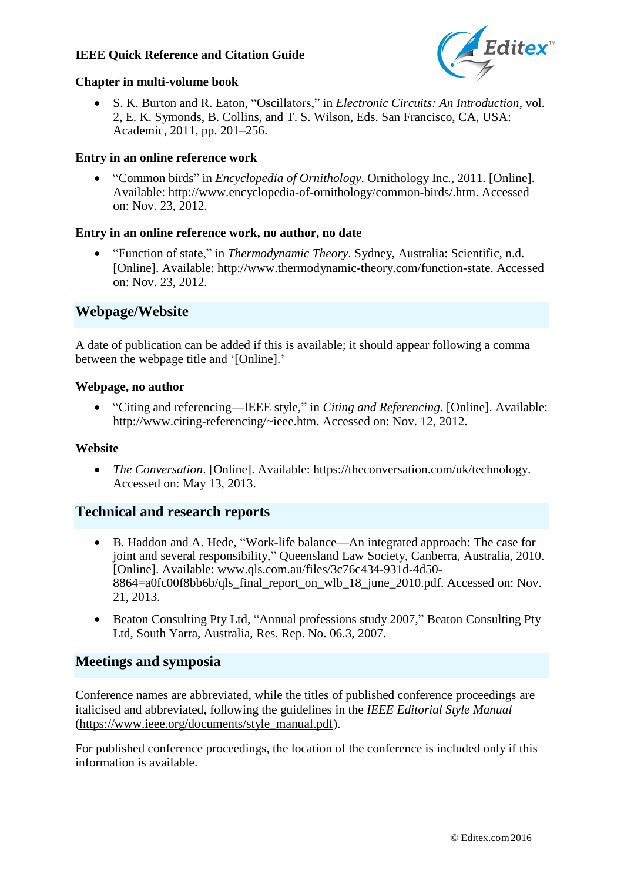### Chapter in multi-volume book

- S. K. Burton and R. Eaton, "Oscillators," in *Electronic Circuits: An Introduction*, vol. 2, E. K. Symonds, B. Collins, and T. S. Wilson, Eds. San Francisco, CA, USA: Academic, 2011, pp. 201–256.

### Entry in an online reference work

- "Common birds" in *Encyclopedia of Ornithology*. Ornithology Inc., 2011. [Online]. Available: http://www.encyclopedia-of-ornithology/common-birds/.htm. Accessed on: Nov. 23, 2012.

### Entry in an online reference work, no author, no date

- "Function of state," in *Thermodynamic Theory*. Sydney, Australia: Scientific, n.d. [Online]. Available: http://www.thermodynamic-theory.com/function-state. Accessed on: Nov. 23, 2012.

## Webpage/Website

A date of publication can be added if this is available; it should appear following a comma between the webpage title and '[Online].'

### Webpage, no author

- "Citing and referencing—IEEE style," in *Citing and Referencing*. [Online]. Available: http://www.citing-referencing/~ieee.htm. Accessed on: Nov. 12, 2012.

### Website

- *The Conversation*. [Online]. Available: https://theconversation.com/uk/technology. Accessed on: May 13, 2013.

## Technical and research reports

- B. Haddon and A. Hede, "Work-life balance—An integrated approach: The case for joint and several responsibility," Queensland Law Society, Canberra, Australia, 2010. [Online]. Available: www.qls.com.au/files/3c76c434-931d-4d50-8864=a0fc00f8bb6b/qls_final_report_on_wlb_18_june_2010.pdf. Accessed on: Nov. 21, 2013.
- Beaton Consulting Pty Ltd, "Annual professions study 2007," Beaton Consulting Pty Ltd, South Yarra, Australia, Res. Rep. No. 06.3, 2007.

## Meetings and symposia

Conference names are abbreviated, while the titles of published conference proceedings are italicised and abbreviated, following the guidelines in the *IEEE Editorial Style Manual* (https://www.ieee.org/documents/style_manual.pdf).

For published conference proceedings, the location of the conference is included only if this information is available.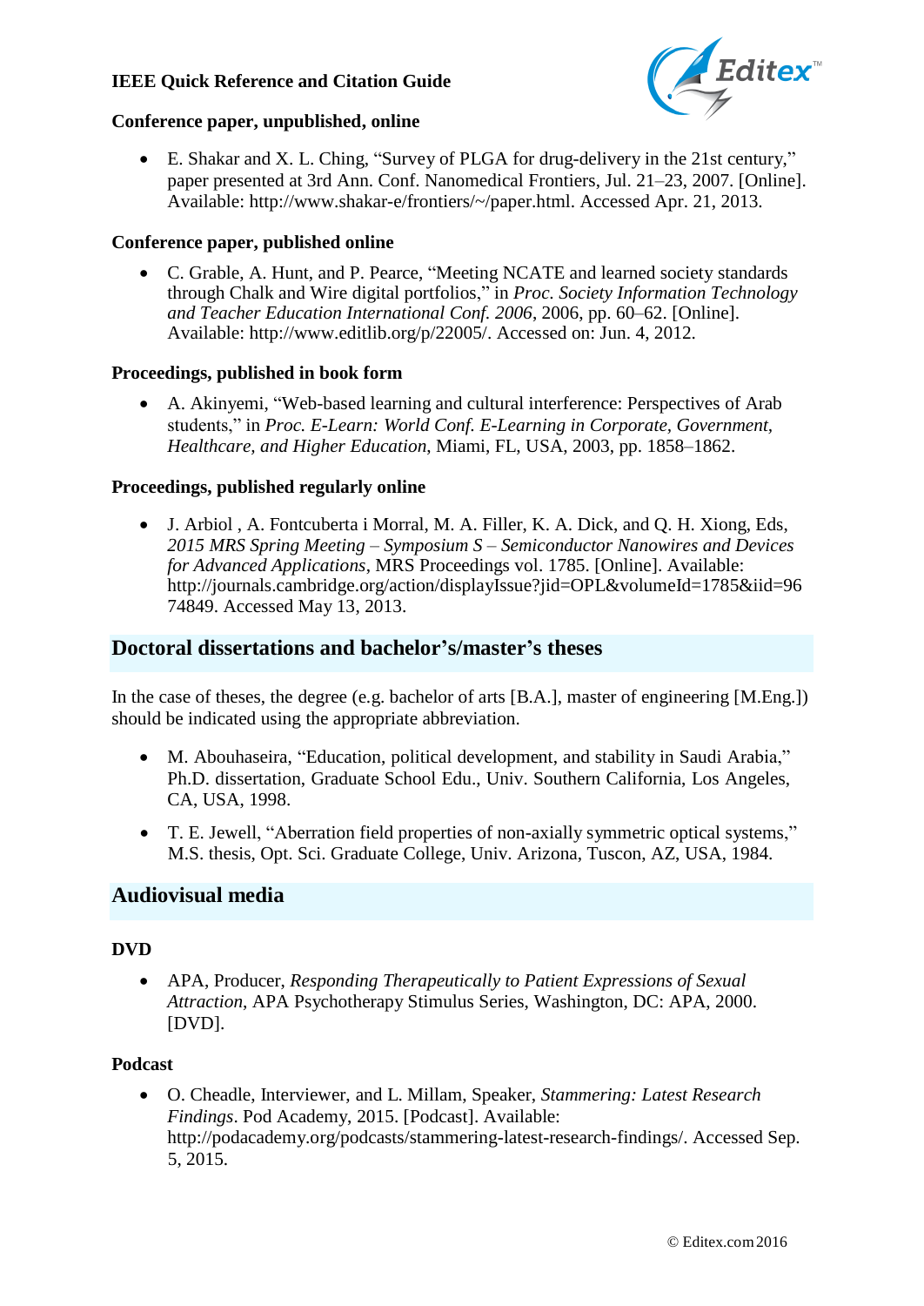### Conference paper, unpublished, online

- E. Shakar and X. L. Ching, “Survey of PLGA for drug-delivery in the 21st century,” paper presented at 3rd Ann. Conf. Nanomedical Frontiers, Jul. 21–23, 2007. [Online]. Available: http://www.shakar-e/frontiers/~/paper.html. Accessed Apr. 21, 2013.

### Conference paper, published online

- C. Grable, A. Hunt, and P. Pearce, “Meeting NCATE and learned society standards through Chalk and Wire digital portfolios,” in *Proc. Society Information Technology and Teacher Education International Conf. 2006*, 2006, pp. 60–62. [Online]. Available: http://www.editlib.org/p/22005/. Accessed on: Jun. 4, 2012.

### Proceedings, published in book form

- A. Akinyemi, “Web-based learning and cultural interference: Perspectives of Arab students,” in *Proc. E-Learn: World Conf. E-Learning in Corporate, Government, Healthcare, and Higher Education*, Miami, FL, USA, 2003, pp. 1858–1862.

### Proceedings, published regularly online

- J. Arbiol , A. Fontcuberta i Morral, M. A. Filler, K. A. Dick, and Q. H. Xiong, Eds, *2015 MRS Spring Meeting – Symposium S – Semiconductor Nanowires and Devices for Advanced Applications*, MRS Proceedings vol. 1785. [Online]. Available: http://journals.cambridge.org/action/displayIssue?jid=OPL&volumeId=1785&iid=9674849. Accessed May 13, 2013.

## Doctoral dissertations and bachelor’s/master’s theses

In the case of theses, the degree (e.g. bachelor of arts [B.A.], master of engineering [M.Eng.]) should be indicated using the appropriate abbreviation.

- M. Abouhaseira, “Education, political development, and stability in Saudi Arabia,” Ph.D. dissertation, Graduate School Edu., Univ. Southern California, Los Angeles, CA, USA, 1998.

- T. E. Jewell, “Aberration field properties of non-axially symmetric optical systems,” M.S. thesis, Opt. Sci. Graduate College, Univ. Arizona, Tuscon, AZ, USA, 1984.

## Audiovisual media

### DVD

- APA, Producer, *Responding Therapeutically to Patient Expressions of Sexual Attraction*, APA Psychotherapy Stimulus Series, Washington, DC: APA, 2000. [DVD].

### Podcast

- O. Cheadle, Interviewer, and L. Millam, Speaker, *Stammering: Latest Research Findings*. Pod Academy, 2015. [Podcast]. Available: http://podacademy.org/podcasts/stammering-latest-research-findings/. Accessed Sep. 5, 2015.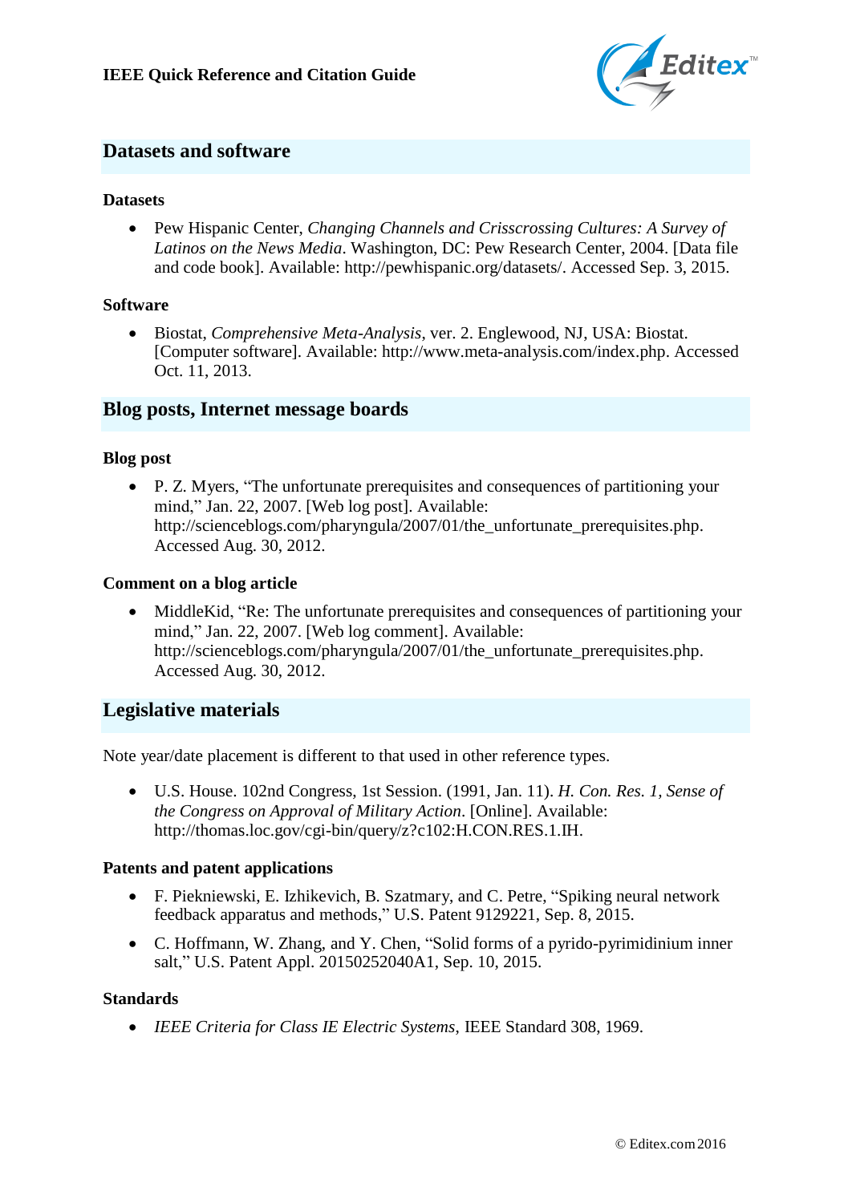## Datasets and software

### Datasets

- Pew Hispanic Center, *Changing Channels and Crisscrossing Cultures: A Survey of Latinos on the News Media*. Washington, DC: Pew Research Center, 2004. [Data file and code book]. Available: http://pewhispanic.org/datasets/. Accessed Sep. 3, 2015.

### Software

- Biostat, *Comprehensive Meta-Analysis*, ver. 2. Englewood, NJ, USA: Biostat. [Computer software]. Available: http://www.meta-analysis.com/index.php. Accessed Oct. 11, 2013.

## Blog posts, Internet message boards

### Blog post

- P. Z. Myers, “The unfortunate prerequisites and consequences of partitioning your mind,” Jan. 22, 2007. [Web log post]. Available: http://scienceblogs.com/pharyngula/2007/01/the_unfortunate_prerequisites.php. Accessed Aug. 30, 2012.

### Comment on a blog article

- MiddleKid, “Re: The unfortunate prerequisites and consequences of partitioning your mind,” Jan. 22, 2007. [Web log comment]. Available: http://scienceblogs.com/pharyngula/2007/01/the_unfortunate_prerequisites.php. Accessed Aug. 30, 2012.

## Legislative materials

Note year/date placement is different to that used in other reference types.

- U.S. House. 102nd Congress, 1st Session. (1991, Jan. 11). *H. Con. Res. 1, Sense of the Congress on Approval of Military Action*. [Online]. Available: http://thomas.loc.gov/cgi-bin/query/z?c102:H.CON.RES.1.IH.

### Patents and patent applications

- F. Piekniewski, E. Izhikevich, B. Szatmary, and C. Petre, “Spiking neural network feedback apparatus and methods,” U.S. Patent 9129221, Sep. 8, 2015.
- C. Hoffmann, W. Zhang, and Y. Chen, “Solid forms of a pyrido-pyrimidinium inner salt,” U.S. Patent Appl. 20150252040A1, Sep. 10, 2015.

### Standards

- *IEEE Criteria for Class IE Electric Systems*, IEEE Standard 308, 1969.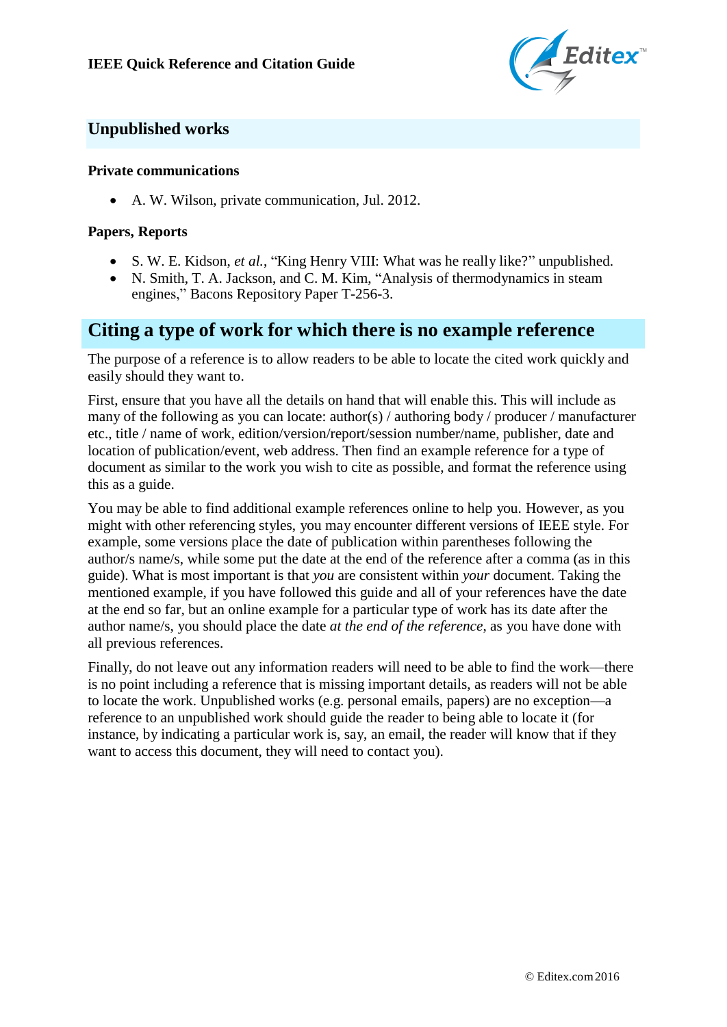## Unpublished works

### Private communications

- A. W. Wilson, private communication, Jul. 2012.

### Papers, Reports

- S. W. E. Kidson, *et al.*, "King Henry VIII: What was he really like?" unpublished.
- N. Smith, T. A. Jackson, and C. M. Kim, "Analysis of thermodynamics in steam engines," Bacons Repository Paper T-256-3.

## Citing a type of work for which there is no example reference

The purpose of a reference is to allow readers to be able to locate the cited work quickly and easily should they want to.

First, ensure that you have all the details on hand that will enable this. This will include as many of the following as you can locate: author(s) / authoring body / producer / manufacturer etc., title / name of work, edition/version/report/session number/name, publisher, date and location of publication/event, web address. Then find an example reference for a type of document as similar to the work you wish to cite as possible, and format the reference using this as a guide.

You may be able to find additional example references online to help you. However, as you might with other referencing styles, you may encounter different versions of IEEE style. For example, some versions place the date of publication within parentheses following the author/s name/s, while some put the date at the end of the reference after a comma (as in this guide). What is most important is that *you* are consistent within *your* document. Taking the mentioned example, if you have followed this guide and all of your references have the date at the end so far, but an online example for a particular type of work has its date after the author name/s, you should place the date *at the end of the reference*, as you have done with all previous references.

Finally, do not leave out any information readers will need to be able to find the work—there is no point including a reference that is missing important details, as readers will not be able to locate the work. Unpublished works (e.g. personal emails, papers) are no exception—a reference to an unpublished work should guide the reader to being able to locate it (for instance, by indicating a particular work is, say, an email, the reader will know that if they want to access this document, they will need to contact you).